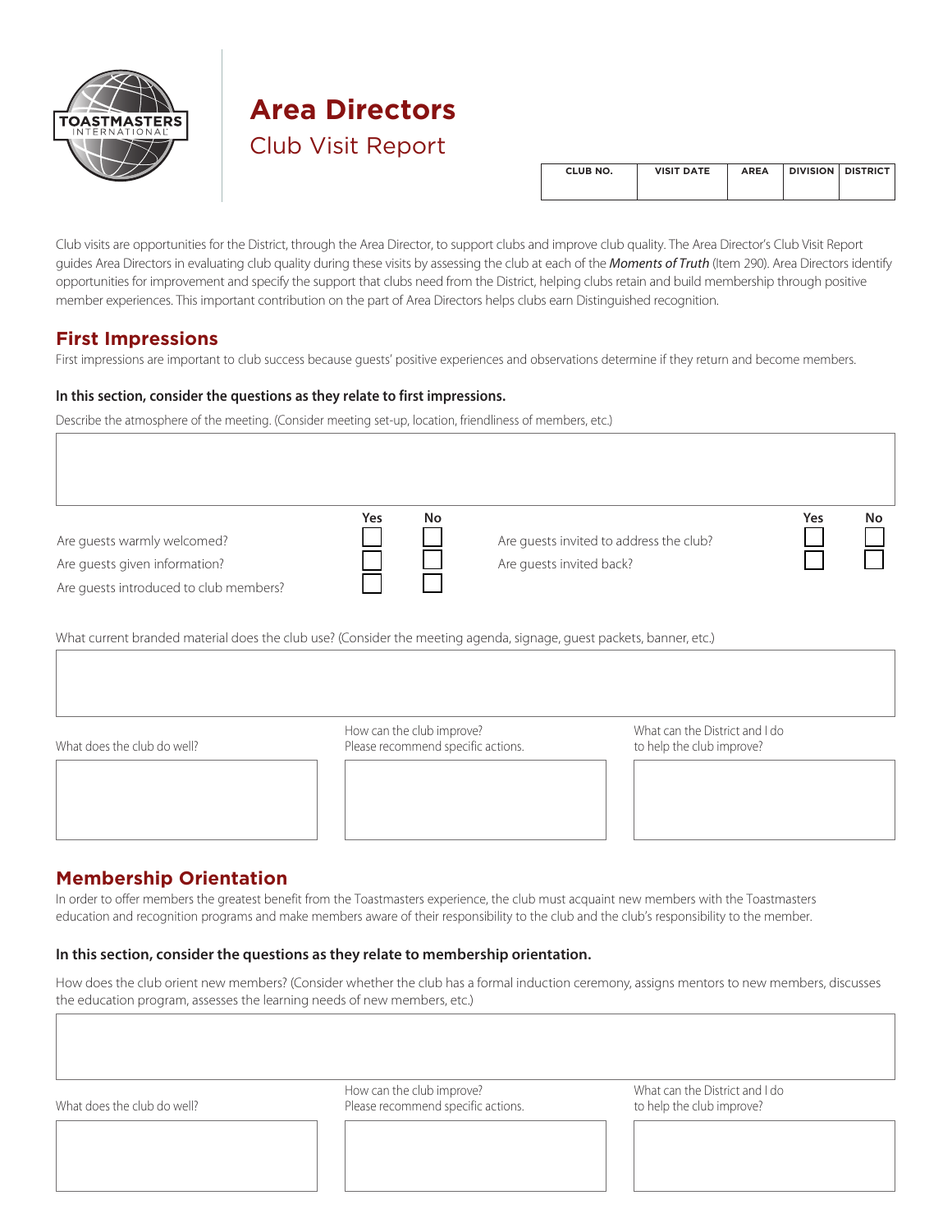# Area Directors

## Club Visit Report

| CLUB NO. | VISIT DATE | AREA | DIVISION | DISTRICT |
|---|---|---|---|---|
| | | | | |

Club visits are opportunities for the District, through the Area Director, to support clubs and improve club quality. The Area Director's Club Visit Report guides Area Directors in evaluating club quality during these visits by assessing the club at each of the *Moments of Truth* (Item 290). Area Directors identify opportunities for improvement and specify the support that clubs need from the District, helping clubs retain and build membership through positive member experiences. This important contribution on the part of Area Directors helps clubs earn Distinguished recognition.

## First Impressions

First impressions are important to club success because guests' positive experiences and observations determine if they return and become members.

**In this section, consider the questions as they relate to first impressions.**

Describe the atmosphere of the meeting. (Consider meeting set-up, location, friendliness of members, etc.)

| | Yes | No |
|---|---|---|
| Are guests warmly welcomed? | ☐ | ☐ |
| Are guests given information? | ☐ | ☐ |
| Are guests introduced to club members? | ☐ | ☐ |
| Are guests invited to address the club? | ☐ | ☐ |
| Are guests invited back? | ☐ | ☐ |

What current branded material does the club use? (Consider the meeting agenda, signage, guest packets, banner, etc.)

| What does the club do well? | How can the club improve? Please recommend specific actions. | What can the District and I do to help the club improve? |
|---|---|---|
| | | |

## Membership Orientation

In order to offer members the greatest benefit from the Toastmasters experience, the club must acquaint new members with the Toastmasters education and recognition programs and make members aware of their responsibility to the club and the club's responsibility to the member.

**In this section, consider the questions as they relate to membership orientation.**

How does the club orient new members? (Consider whether the club has a formal induction ceremony, assigns mentors to new members, discusses the education program, assesses the learning needs of new members, etc.)

| What does the club do well? | How can the club improve? Please recommend specific actions. | What can the District and I do to help the club improve? |
|---|---|---|
| | | |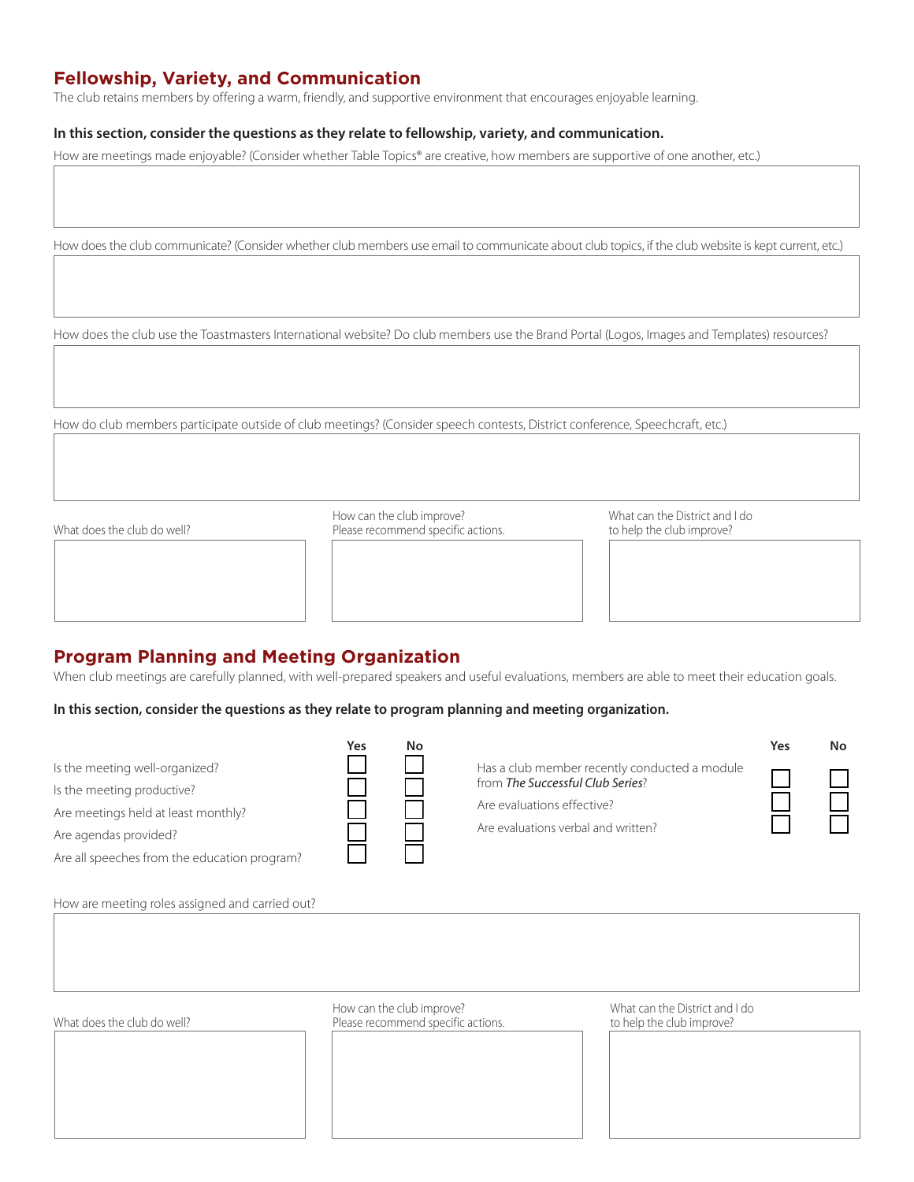## Fellowship, Variety, and Communication

The club retains members by offering a warm, friendly, and supportive environment that encourages enjoyable learning.

**In this section, consider the questions as they relate to fellowship, variety, and communication.**

How are meetings made enjoyable? (Consider whether Table Topics® are creative, how members are supportive of one another, etc.)

How does the club communicate? (Consider whether club members use email to communicate about club topics, if the club website is kept current, etc.)

How does the club use the Toastmasters International website? Do club members use the Brand Portal (Logos, Images and Templates) resources?

How do club members participate outside of club meetings? (Consider speech contests, District conference, Speechcraft, etc.)

| What does the club do well? | How can the club improve? Please recommend specific actions. | What can the District and I do to help the club improve? |
| --- | --- | --- |
| | | |

## Program Planning and Meeting Organization

When club meetings are carefully planned, with well-prepared speakers and useful evaluations, members are able to meet their education goals.

**In this section, consider the questions as they relate to program planning and meeting organization.**

| | Yes | No |
| --- | --- | --- |
| Is the meeting well-organized? | ☐ | ☐ |
| Is the meeting productive? | ☐ | ☐ |
| Are meetings held at least monthly? | ☐ | ☐ |
| Are agendas provided? | ☐ | ☐ |
| Are all speeches from the education program? | ☐ | ☐ |
| Has a club member recently conducted a module from *The Successful Club Series*? | ☐ | ☐ |
| Are evaluations effective? | ☐ | ☐ |
| Are evaluations verbal and written? | ☐ | ☐ |

How are meeting roles assigned and carried out?

| What does the club do well? | How can the club improve? Please recommend specific actions. | What can the District and I do to help the club improve? |
| --- | --- | --- |
| | | |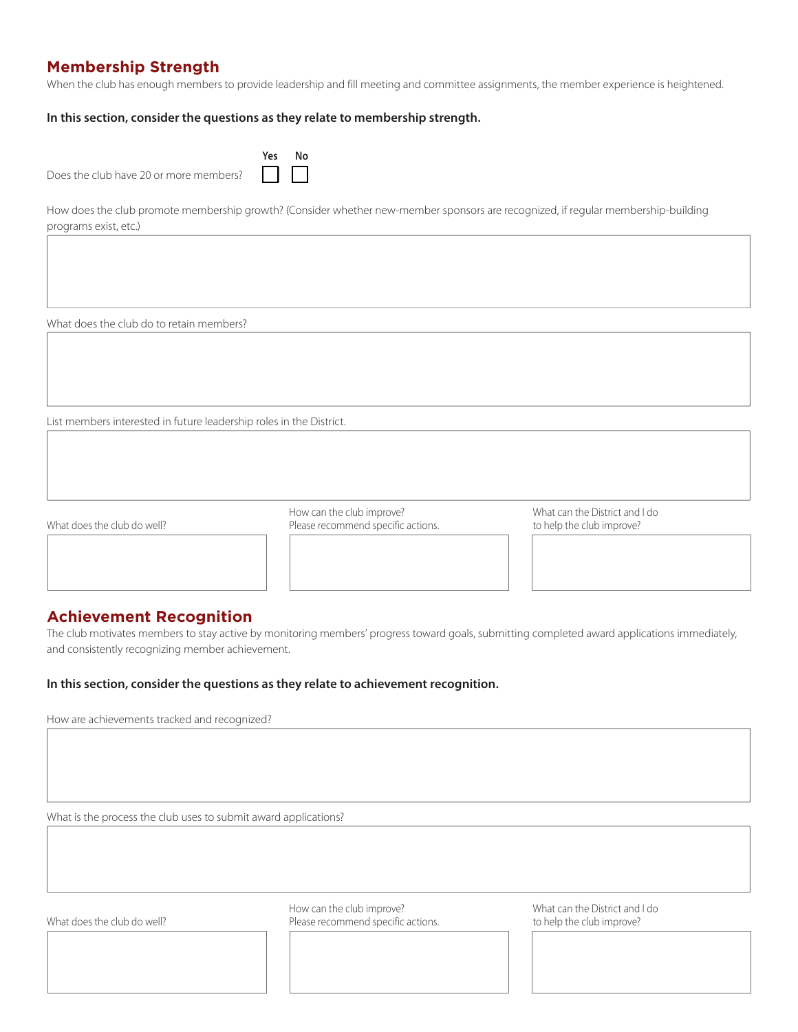## Membership Strength

When the club has enough members to provide leadership and fill meeting and committee assignments, the member experience is heightened.

**In this section, consider the questions as they relate to membership strength.**

Does the club have 20 or more members? Yes ☐ No ☐

How does the club promote membership growth? (Consider whether new-member sponsors are recognized, if regular membership-building programs exist, etc.)

What does the club do to retain members?

List members interested in future leadership roles in the District.

| What does the club do well? | How can the club improve? Please recommend specific actions. | What can the District and I do to help the club improve? |
|---|---|---|
| | | |

## Achievement Recognition

The club motivates members to stay active by monitoring members' progress toward goals, submitting completed award applications immediately, and consistently recognizing member achievement.

**In this section, consider the questions as they relate to achievement recognition.**

How are achievements tracked and recognized?

What is the process the club uses to submit award applications?

| What does the club do well? | How can the club improve? Please recommend specific actions. | What can the District and I do to help the club improve? |
|---|---|---|
| | | |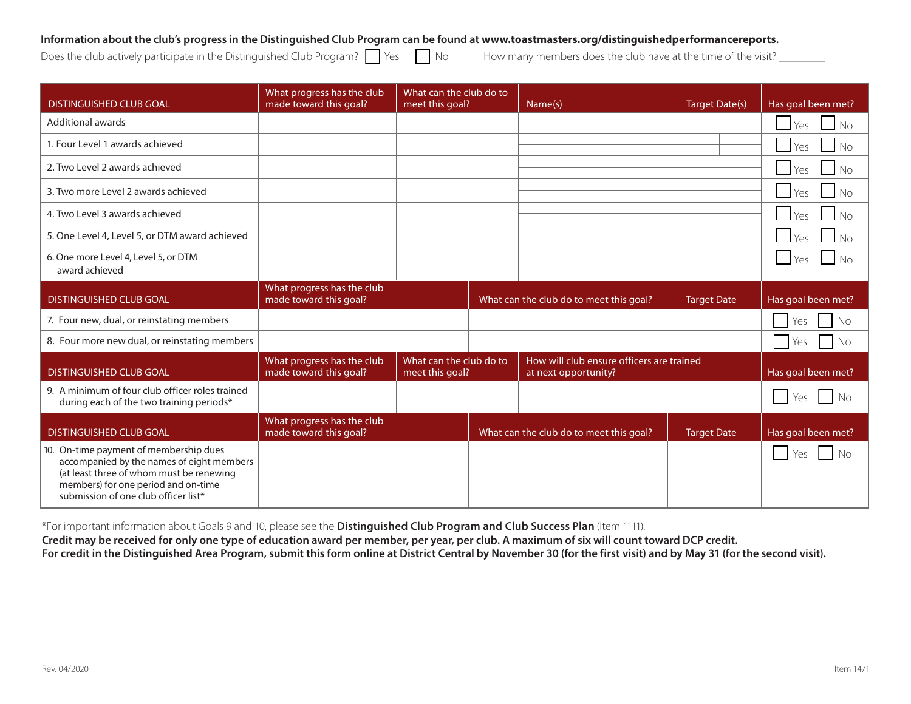**Information about the club's progress in the Distinguished Club Program can be found at www.toastmasters.org/distinguishedperformancereports.**

Does the club actively participate in the Distinguished Club Program? ☐ Yes ☐ No How many members does the club have at the time of the visit? _________

| DISTINGUISHED CLUB GOAL | What progress has the club made toward this goal? | What can the club do to meet this goal? | Name(s) | Target Date(s) | Has goal been met? |
|---|---|---|---|---|---|
| Additional awards | | | | | ☐ Yes ☐ No |
| 1. Four Level 1 awards achieved | | | | | ☐ Yes ☐ No |
| 2. Two Level 2 awards achieved | | | | | ☐ Yes ☐ No |
| 3. Two more Level 2 awards achieved | | | | | ☐ Yes ☐ No |
| 4. Two Level 3 awards achieved | | | | | ☐ Yes ☐ No |
| 5. One Level 4, Level 5, or DTM award achieved | | | | | ☐ Yes ☐ No |
| 6. One more Level 4, Level 5, or DTM award achieved | | | | | ☐ Yes ☐ No |

| DISTINGUISHED CLUB GOAL | What progress has the club made toward this goal? | What can the club do to meet this goal? | Target Date | Has goal been met? |
|---|---|---|---|---|
| 7. Four new, dual, or reinstating members | | | | ☐ Yes ☐ No |
| 8. Four more new dual, or reinstating members | | | | ☐ Yes ☐ No |

| DISTINGUISHED CLUB GOAL | What progress has the club made toward this goal? | What can the club do to meet this goal? | How will club ensure officers are trained at next opportunity? | Has goal been met? |
|---|---|---|---|---|
| 9. A minimum of four club officer roles trained during each of the two training periods* | | | | ☐ Yes ☐ No |

| DISTINGUISHED CLUB GOAL | What progress has the club made toward this goal? | What can the club do to meet this goal? | Target Date | Has goal been met? |
|---|---|---|---|---|
| 10. On-time payment of membership dues accompanied by the names of eight members (at least three of whom must be renewing members) for one period and on-time submission of one club officer list* | | | | ☐ Yes ☐ No |

*For important information about Goals 9 and 10, please see the **Distinguished Club Program and Club Success Plan** (Item 1111).

**Credit may be received for only one type of education award per member, per year, per club. A maximum of six will count toward DCP credit.**

**For credit in the Distinguished Area Program, submit this form online at District Central by November 30 (for the first visit) and by May 31 (for the second visit).**

Rev. 04/2020 Item 1471